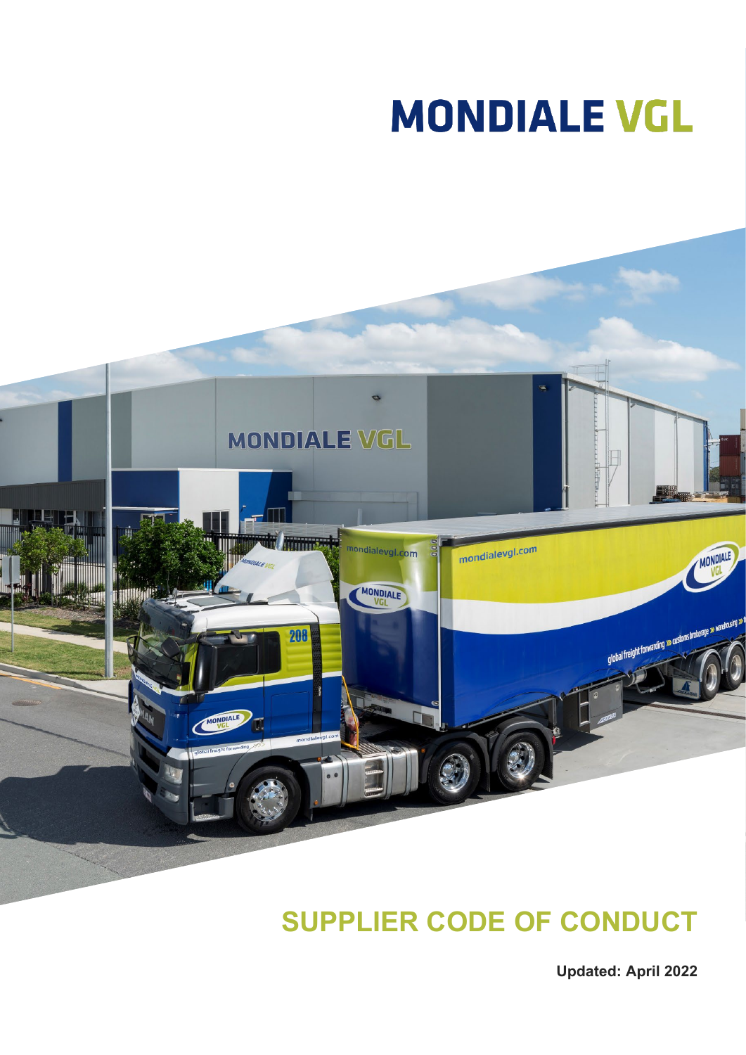# MONDIALE VGL

# SUPPLIER CODE OF CONDUCT

**Updated: April 2022**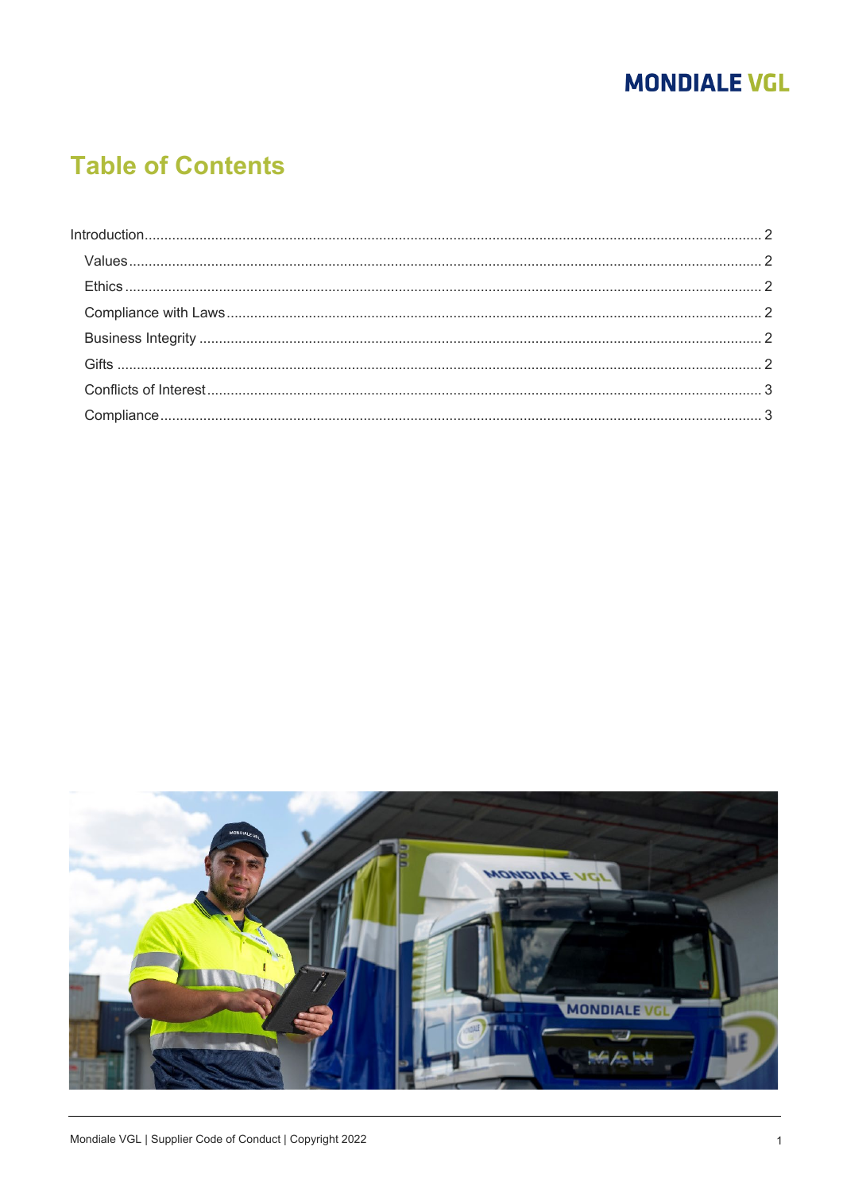# Table of Contents

- Introduction ........ 2
  - Values ........ 2
  - Ethics ........ 2
  - Compliance with Laws ........ 2
  - Business Integrity ........ 2
  - Gifts ........ 2
  - Conflicts of Interest ........ 3
  - Compliance ........ 3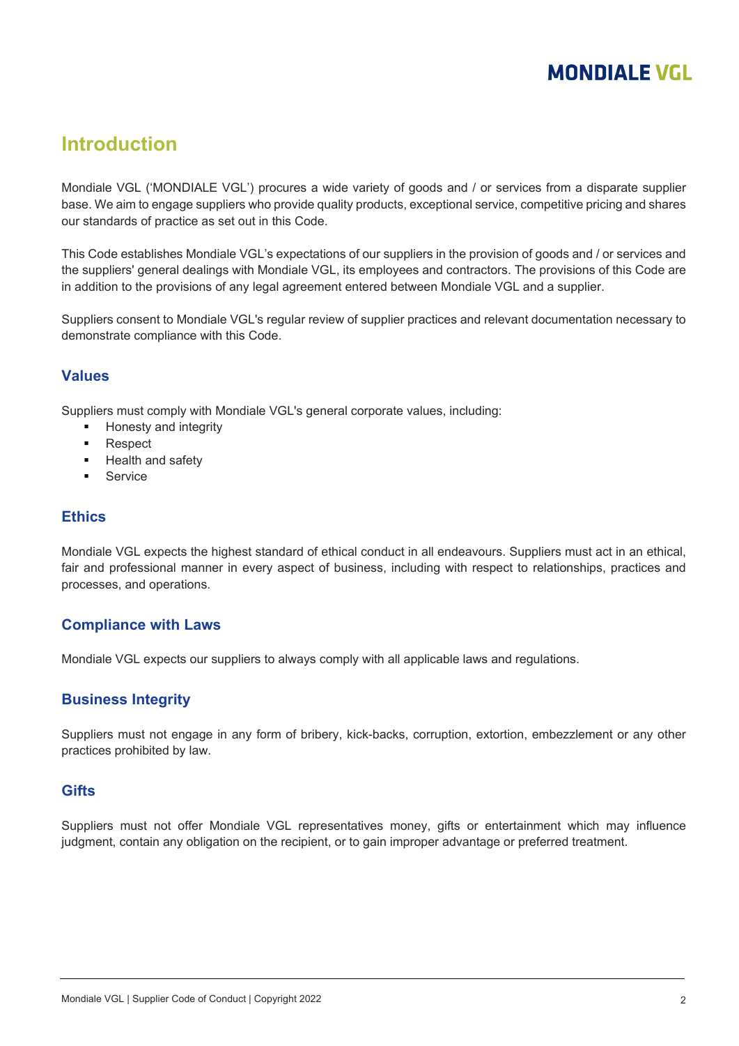# Introduction

Mondiale VGL ('MONDIALE VGL') procures a wide variety of goods and / or services from a disparate supplier base. We aim to engage suppliers who provide quality products, exceptional service, competitive pricing and shares our standards of practice as set out in this Code.

This Code establishes Mondiale VGL's expectations of our suppliers in the provision of goods and / or services and the suppliers' general dealings with Mondiale VGL, its employees and contractors. The provisions of this Code are in addition to the provisions of any legal agreement entered between Mondiale VGL and a supplier.

Suppliers consent to Mondiale VGL's regular review of supplier practices and relevant documentation necessary to demonstrate compliance with this Code.

## Values

Suppliers must comply with Mondiale VGL's general corporate values, including:

- Honesty and integrity
- Respect
- Health and safety
- Service

## Ethics

Mondiale VGL expects the highest standard of ethical conduct in all endeavours. Suppliers must act in an ethical, fair and professional manner in every aspect of business, including with respect to relationships, practices and processes, and operations.

## Compliance with Laws

Mondiale VGL expects our suppliers to always comply with all applicable laws and regulations.

## Business Integrity

Suppliers must not engage in any form of bribery, kick-backs, corruption, extortion, embezzlement or any other practices prohibited by law.

## Gifts

Suppliers must not offer Mondiale VGL representatives money, gifts or entertainment which may influence judgment, contain any obligation on the recipient, or to gain improper advantage or preferred treatment.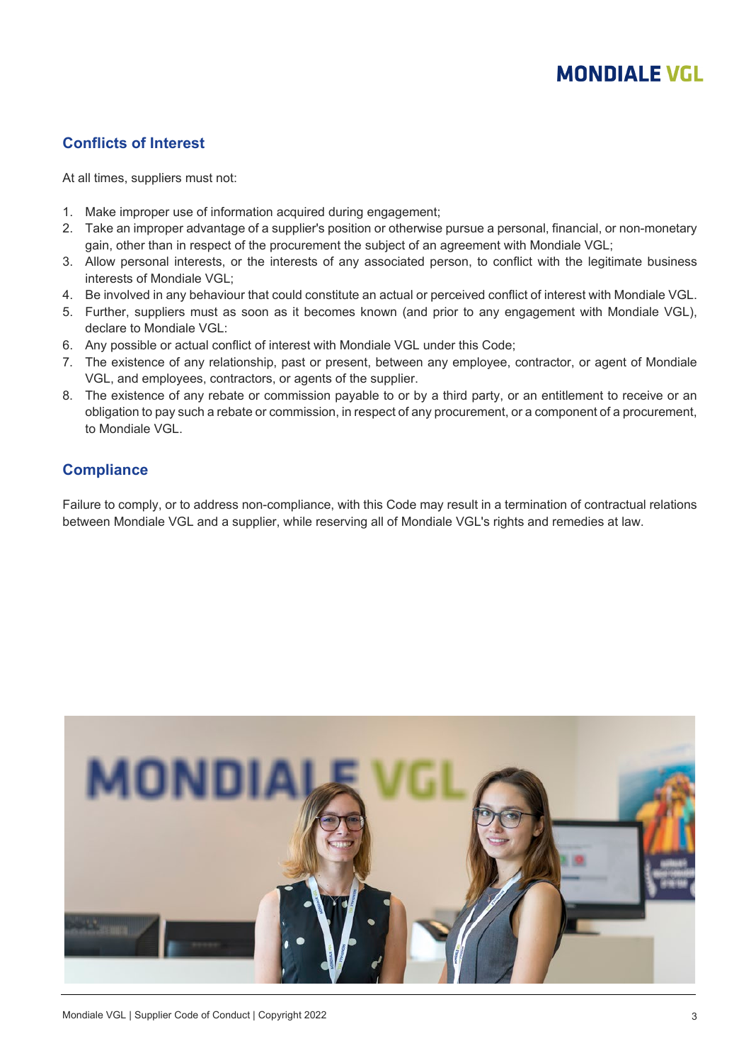## Conflicts of Interest

At all times, suppliers must not:

1. Make improper use of information acquired during engagement;
2. Take an improper advantage of a supplier's position or otherwise pursue a personal, financial, or non-monetary gain, other than in respect of the procurement the subject of an agreement with Mondiale VGL;
3. Allow personal interests, or the interests of any associated person, to conflict with the legitimate business interests of Mondiale VGL;
4. Be involved in any behaviour that could constitute an actual or perceived conflict of interest with Mondiale VGL.
5. Further, suppliers must as soon as it becomes known (and prior to any engagement with Mondiale VGL), declare to Mondiale VGL:
6. Any possible or actual conflict of interest with Mondiale VGL under this Code;
7. The existence of any relationship, past or present, between any employee, contractor, or agent of Mondiale VGL, and employees, contractors, or agents of the supplier.
8. The existence of any rebate or commission payable to or by a third party, or an entitlement to receive or an obligation to pay such a rebate or commission, in respect of any procurement, or a component of a procurement, to Mondiale VGL.

## Compliance

Failure to comply, or to address non-compliance, with this Code may result in a termination of contractual relations between Mondiale VGL and a supplier, while reserving all of Mondiale VGL's rights and remedies at law.